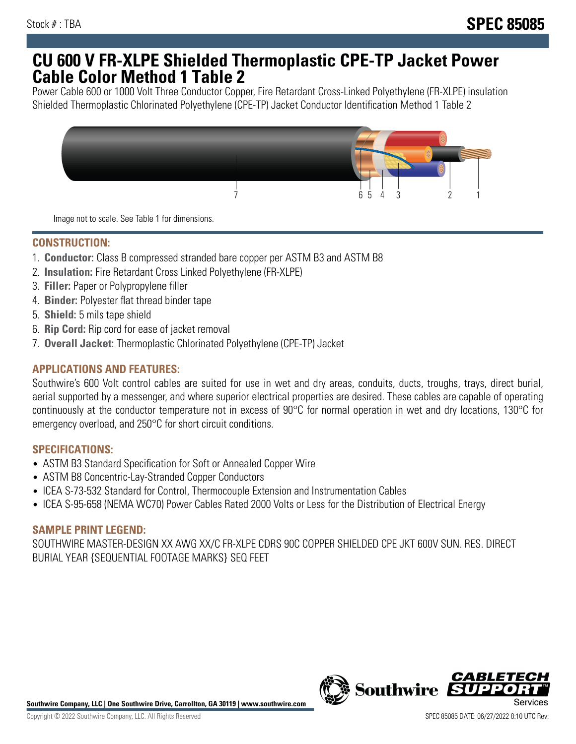Stock # : TBA

# SPEC 85085

# CU 600 V FR-XLPE Shielded Thermoplastic CPE-TP Jacket Power Cable Color Method 1 Table 2

Power Cable 600 or 1000 Volt Three Conductor Copper, Fire Retardant Cross-Linked Polyethylene (FR-XLPE) insulation Shielded Thermoplastic Chlorinated Polyethylene (CPE-TP) Jacket Conductor Identification Method 1 Table 2

7 6 5 4 3 2 1

Image not to scale. See Table 1 for dimensions.

## CONSTRUCTION:

1. **Conductor:** Class B compressed stranded bare copper per ASTM B3 and ASTM B8
2. **Insulation:** Fire Retardant Cross Linked Polyethylene (FR-XLPE)
3. **Filler:** Paper or Polypropylene filler
4. **Binder:** Polyester flat thread binder tape
5. **Shield:** 5 mils tape shield
6. **Rip Cord:** Rip cord for ease of jacket removal
7. **Overall Jacket:** Thermoplastic Chlorinated Polyethylene (CPE-TP) Jacket

## APPLICATIONS AND FEATURES:

Southwire's 600 Volt control cables are suited for use in wet and dry areas, conduits, ducts, troughs, trays, direct burial, aerial supported by a messenger, and where superior electrical properties are desired. These cables are capable of operating continuously at the conductor temperature not in excess of 90°C for normal operation in wet and dry locations, 130°C for emergency overload, and 250°C for short circuit conditions.

## SPECIFICATIONS:

- ASTM B3 Standard Specification for Soft or Annealed Copper Wire
- ASTM B8 Concentric-Lay-Stranded Copper Conductors
- ICEA S-73-532 Standard for Control, Thermocouple Extension and Instrumentation Cables
- ICEA S-95-658 (NEMA WC70) Power Cables Rated 2000 Volts or Less for the Distribution of Electrical Energy

## SAMPLE PRINT LEGEND:

SOUTHWIRE MASTER-DESIGN XX AWG XX/C FR-XLPE CDRS 90C COPPER SHIELDED CPE JKT 600V SUN. RES. DIRECT BURIAL YEAR {SEQUENTIAL FOOTAGE MARKS} SEQ FEET

**Southwire Company, LLC | One Southwire Drive, Carrollton, GA 30119 | www.southwire.com**

Copyright © 2022 Southwire Company, LLC. All Rights Reserved

SPEC 85085 DATE: 06/27/2022 8:10 UTC Rev: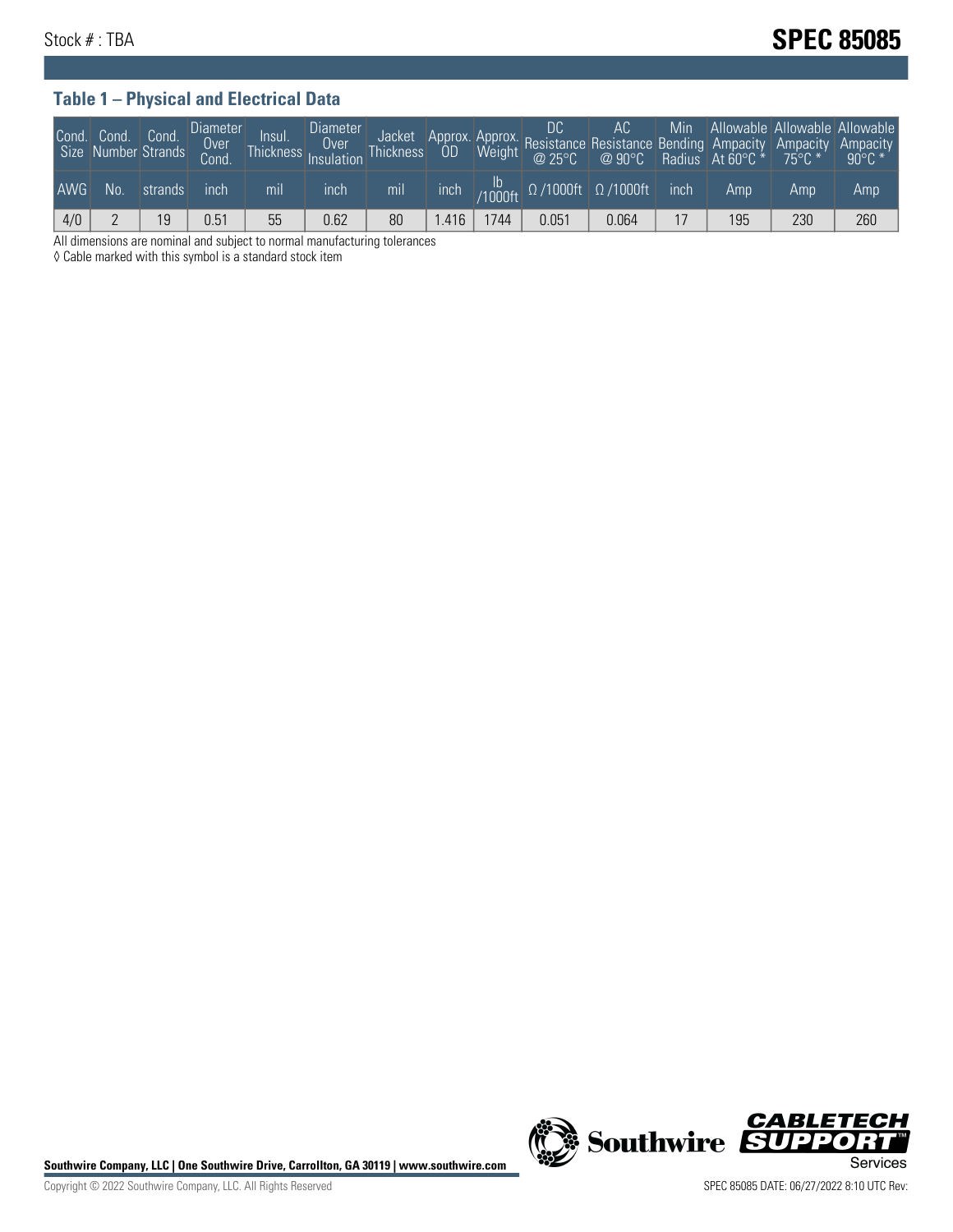### Table 1 – Physical and Electrical Data

| Cond. Size | Cond. Number | Cond. Strands | Diameter Over Cond. | Insul. Thickness | Diameter Over Insulation | Jacket Thickness | Approx. OD | Approx. Weight | DC Resistance @ 25°C | AC Resistance @ 90°C | Min Bending Radius | Allowable Ampacity At 60°C * | Allowable Ampacity 75°C * | Allowable Ampacity 90°C * |
|---|---|---|---|---|---|---|---|---|---|---|---|---|---|---|
| AWG | No. | strands | inch | mil | inch | mil | inch | lb /1000ft | Ω /1000ft | Ω /1000ft | inch | Amp | Amp | Amp |
| 4/0 | 2 | 19 | 0.51 | 55 | 0.62 | 80 | 1.416 | 1744 | 0.051 | 0.064 | 17 | 195 | 230 | 260 |

All dimensions are nominal and subject to normal manufacturing tolerances

◊ Cable marked with this symbol is a standard stock item